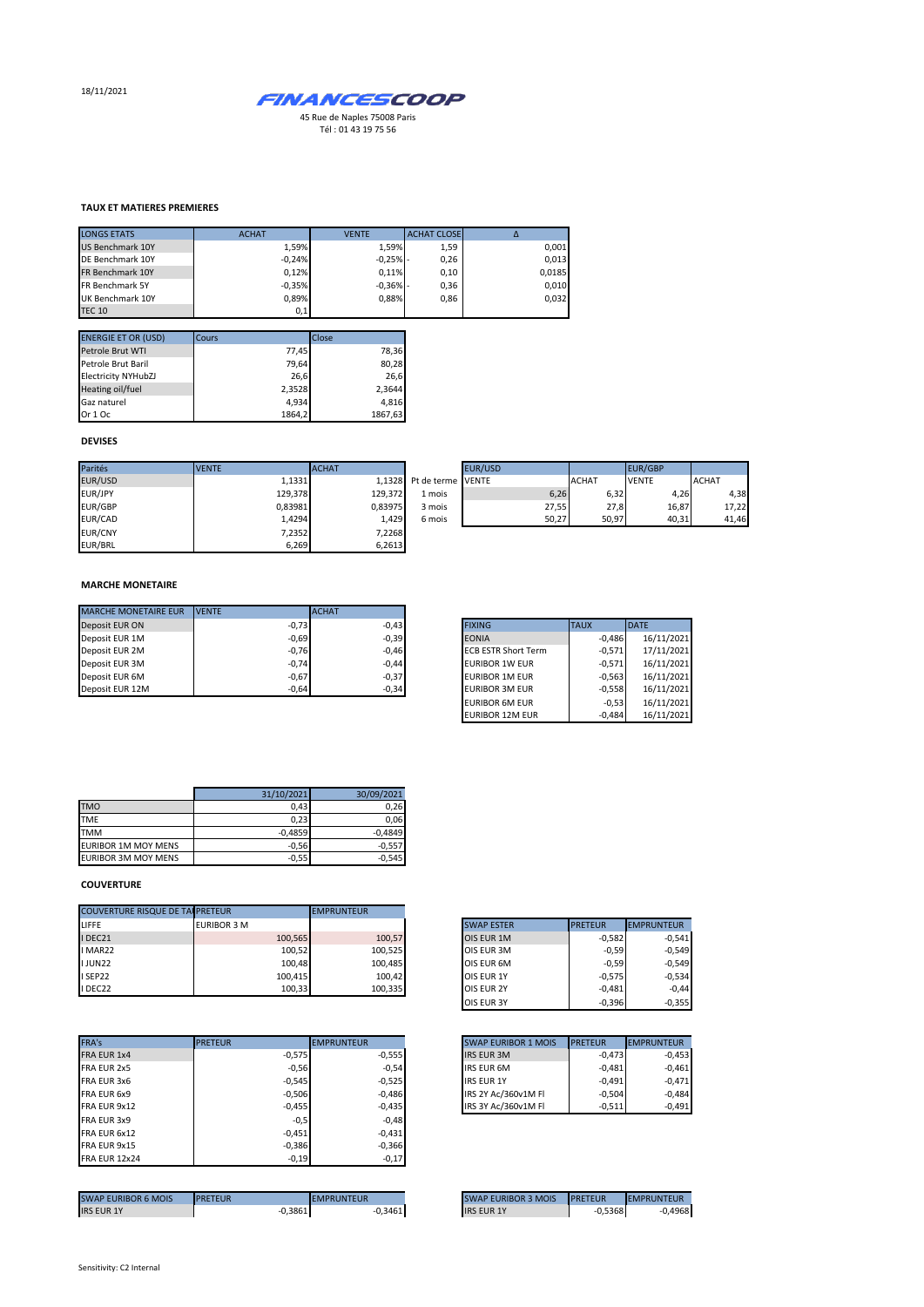18/11/2021

**FINANCESCOOP**

45 Rue de Naples 75008 Paris
Tél : 01 43 19 75 56

### TAUX ET MATIERES PREMIERES

| LONGS ETATS | ACHAT | VENTE | ACHAT CLOSE | Δ |
|---|---|---|---|---|
| US Benchmark 10Y | 1,59% | 1,59% | 1,59 | 0,001 |
| DE Benchmark 10Y | -0,24% | -0,25% - | 0,26 | 0,013 |
| FR Benchmark 10Y | 0,12% | 0,11% | 0,10 | 0,0185 |
| FR Benchmark 5Y | -0,35% | -0,36% - | 0,36 | 0,010 |
| UK Benchmark 10Y | 0,89% | 0,88% | 0,86 | 0,032 |
| TEC 10 | 0,1 | | | |

| ENERGIE ET OR (USD) | Cours | Close |
|---|---|---|
| Petrole Brut WTI | 77,45 | 78,36 |
| Petrole Brut Baril | 79,64 | 80,28 |
| Electricity NYHubZJ | 26,6 | 26,6 |
| Heating oil/fuel | 2,3528 | 2,3644 |
| Gaz naturel | 4,934 | 4,816 |
| Or 1 Oc | 1864,2 | 1867,63 |

### DEVISES

| Parités | VENTE | ACHAT |
|---|---|---|
| EUR/USD | 1,1331 | 1,1328 |
| EUR/JPY | 129,378 | 129,372 |
| EUR/GBP | 0,83981 | 0,83975 |
| EUR/CAD | 1,4294 | 1,429 |
| EUR/CNY | 7,2352 | 7,2268 |
| EUR/BRL | 6,269 | 6,2613 |

| | EUR/USD | | EUR/GBP | |
|---|---|---|---|---|
| Pt de terme | VENTE | ACHAT | VENTE | ACHAT |
| 1 mois | 6,26 | 6,32 | 4,26 | 4,38 |
| 3 mois | 27,55 | 27,8 | 16,87 | 17,22 |
| 6 mois | 50,27 | 50,97 | 40,31 | 41,46 |

### MARCHE MONETAIRE

| MARCHE MONETAIRE EUR | VENTE | ACHAT |
|---|---|---|
| Deposit EUR ON | -0,73 | -0,43 |
| Deposit EUR 1M | -0,69 | -0,39 |
| Deposit EUR 2M | -0,76 | -0,46 |
| Deposit EUR 3M | -0,74 | -0,44 |
| Deposit EUR 6M | -0,67 | -0,37 |
| Deposit EUR 12M | -0,64 | -0,34 |

| FIXING | TAUX | DATE |
|---|---|---|
| EONIA | -0,486 | 16/11/2021 |
| ECB ESTR Short Term | -0,571 | 17/11/2021 |
| EURIBOR 1W EUR | -0,571 | 16/11/2021 |
| EURIBOR 1M EUR | -0,563 | 16/11/2021 |
| EURIBOR 3M EUR | -0,558 | 16/11/2021 |
| EURIBOR 6M EUR | -0,53 | 16/11/2021 |
| EURIBOR 12M EUR | -0,484 | 16/11/2021 |

| | 31/10/2021 | 30/09/2021 |
|---|---|---|
| TMO | 0,43 | 0,26 |
| TME | 0,23 | 0,06 |
| TMM | -0,4859 | -0,4849 |
| EURIBOR 1M MOY MENS | -0,56 | -0,557 |
| EURIBOR 3M MOY MENS | -0,55 | -0,545 |

### COUVERTURE

| COUVERTURE RISQUE DE TAUX | PRETEUR | EMPRUNTEUR |
|---|---|---|
| LIFFE | EURIBOR 3 M | |
| I DEC21 | 100,565 | 100,57 |
| I MAR22 | 100,52 | 100,525 |
| I JUN22 | 100,48 | 100,485 |
| I SEP22 | 100,415 | 100,42 |
| I DEC22 | 100,33 | 100,335 |

| SWAP ESTER | PRETEUR | EMPRUNTEUR |
|---|---|---|
| OIS EUR 1M | -0,582 | -0,541 |
| OIS EUR 3M | -0,59 | -0,549 |
| OIS EUR 6M | -0,59 | -0,549 |
| OIS EUR 1Y | -0,575 | -0,534 |
| OIS EUR 2Y | -0,481 | -0,44 |
| OIS EUR 3Y | -0,396 | -0,355 |

| FRA's | PRETEUR | EMPRUNTEUR |
|---|---|---|
| FRA EUR 1x4 | -0,575 | -0,555 |
| FRA EUR 2x5 | -0,56 | -0,54 |
| FRA EUR 3x6 | -0,545 | -0,525 |
| FRA EUR 6x9 | -0,506 | -0,486 |
| FRA EUR 9x12 | -0,455 | -0,435 |
| FRA EUR 3x9 | -0,5 | -0,48 |
| FRA EUR 6x12 | -0,451 | -0,431 |
| FRA EUR 9x15 | -0,386 | -0,366 |
| FRA EUR 12x24 | -0,19 | -0,17 |

| SWAP EURIBOR 1 MOIS | PRETEUR | EMPRUNTEUR |
|---|---|---|
| IRS EUR 3M | -0,473 | -0,453 |
| IRS EUR 6M | -0,481 | -0,461 |
| IRS EUR 1Y | -0,491 | -0,471 |
| IRS 2Y Ac/360v1M Fl | -0,504 | -0,484 |
| IRS 3Y Ac/360v1M Fl | -0,511 | -0,491 |

| SWAP EURIBOR 6 MOIS | PRETEUR | EMPRUNTEUR |
|---|---|---|
| IRS EUR 1Y | -0,3861 | -0,3461 |

| SWAP EURIBOR 3 MOIS | PRETEUR | EMPRUNTEUR |
|---|---|---|
| IRS EUR 1Y | -0,5368 | -0,4968 |

Sensitivity: C2 Internal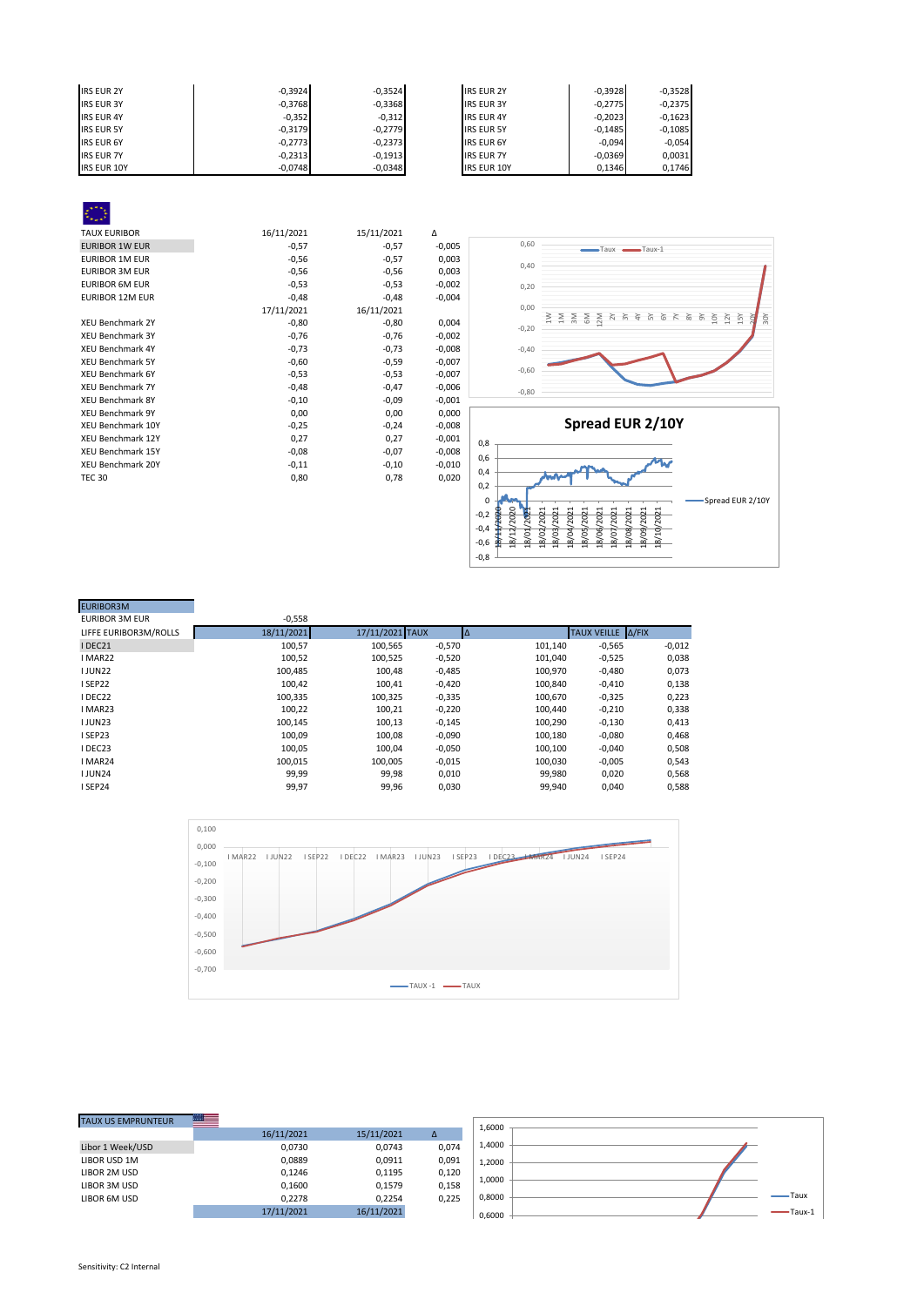| IRS EUR 2Y | -0,3924 | -0,3524 |
|---|---|---|
| IRS EUR 3Y | -0,3768 | -0,3368 |
| IRS EUR 4Y | -0,352 | -0,312 |
| IRS EUR 5Y | -0,3179 | -0,2779 |
| IRS EUR 6Y | -0,2773 | -0,2373 |
| IRS EUR 7Y | -0,2313 | -0,1913 |
| IRS EUR 10Y | -0,0748 | -0,0348 |

| IRS EUR 2Y | -0,3928 | -0,3528 |
|---|---|---|
| IRS EUR 3Y | -0,2775 | -0,2375 |
| IRS EUR 4Y | -0,2023 | -0,1623 |
| IRS EUR 5Y | -0,1485 | -0,1085 |
| IRS EUR 6Y | -0,094 | -0,054 |
| IRS EUR 7Y | -0,0369 | 0,0031 |
| IRS EUR 10Y | 0,1346 | 0,1746 |

| TAUX EURIBOR | 16/11/2021 | 15/11/2021 | Δ |
|---|---|---|---|
| EURIBOR 1W EUR | -0,57 | -0,57 | -0,005 |
| EURIBOR 1M EUR | -0,56 | -0,57 | 0,003 |
| EURIBOR 3M EUR | -0,56 | -0,56 | 0,003 |
| EURIBOR 6M EUR | -0,53 | -0,53 | -0,002 |
| EURIBOR 12M EUR | -0,48 | -0,48 | -0,004 |
| | 17/11/2021 | 16/11/2021 | |
| XEU Benchmark 2Y | -0,80 | -0,80 | 0,004 |
| XEU Benchmark 3Y | -0,76 | -0,76 | -0,002 |
| XEU Benchmark 4Y | -0,73 | -0,73 | -0,008 |
| XEU Benchmark 5Y | -0,60 | -0,59 | -0,007 |
| XEU Benchmark 6Y | -0,53 | -0,53 | -0,007 |
| XEU Benchmark 7Y | -0,48 | -0,47 | -0,006 |
| XEU Benchmark 8Y | -0,10 | -0,09 | -0,001 |
| XEU Benchmark 9Y | 0,00 | 0,00 | 0,000 |
| XEU Benchmark 10Y | -0,25 | -0,24 | -0,008 |
| XEU Benchmark 12Y | 0,27 | 0,27 | -0,001 |
| XEU Benchmark 15Y | -0,08 | -0,07 | -0,008 |
| XEU Benchmark 20Y | -0,11 | -0,10 | -0,010 |
| TEC 30 | 0,80 | 0,78 | 0,020 |

**Spread EUR 2/10Y**

| EURIBOR3M | | | | | | |
|---|---|---|---|---|---|---|
| EURIBOR 3M EUR | -0,558 | | | | | |
| LIFFE EURIBOR3M/ROLLS | 18/11/2021 | 17/11/2021 | TAUX | Δ | TAUX VEILLE | Δ/FIX |
| I DEC21 | 100,57 | 100,565 | -0,570 | 101,140 | -0,565 | -0,012 |
| I MAR22 | 100,52 | 100,525 | -0,520 | 101,040 | -0,525 | 0,038 |
| I JUN22 | 100,485 | 100,48 | -0,485 | 100,970 | -0,480 | 0,073 |
| I SEP22 | 100,42 | 100,41 | -0,420 | 100,840 | -0,410 | 0,138 |
| I DEC22 | 100,335 | 100,325 | -0,335 | 100,670 | -0,325 | 0,223 |
| I MAR23 | 100,22 | 100,21 | -0,220 | 100,440 | -0,210 | 0,338 |
| I JUN23 | 100,145 | 100,13 | -0,145 | 100,290 | -0,130 | 0,413 |
| I SEP23 | 100,09 | 100,08 | -0,090 | 100,180 | -0,080 | 0,468 |
| I DEC23 | 100,05 | 100,04 | -0,050 | 100,100 | -0,040 | 0,508 |
| I MAR24 | 100,015 | 100,005 | -0,015 | 100,030 | -0,005 | 0,543 |
| I JUN24 | 99,99 | 99,98 | 0,010 | 99,980 | 0,020 | 0,568 |
| I SEP24 | 99,97 | 99,96 | 0,030 | 99,940 | 0,040 | 0,588 |

| TAUX US EMPRUNTEUR | | | |
|---|---|---|---|
| | 16/11/2021 | 15/11/2021 | Δ |
| Libor 1 Week/USD | 0,0730 | 0,0743 | 0,074 |
| LIBOR USD 1M | 0,0889 | 0,0911 | 0,091 |
| LIBOR 2M USD | 0,1246 | 0,1195 | 0,120 |
| LIBOR 3M USD | 0,1600 | 0,1579 | 0,158 |
| LIBOR 6M USD | 0,2278 | 0,2254 | 0,225 |
| | 17/11/2021 | 16/11/2021 | |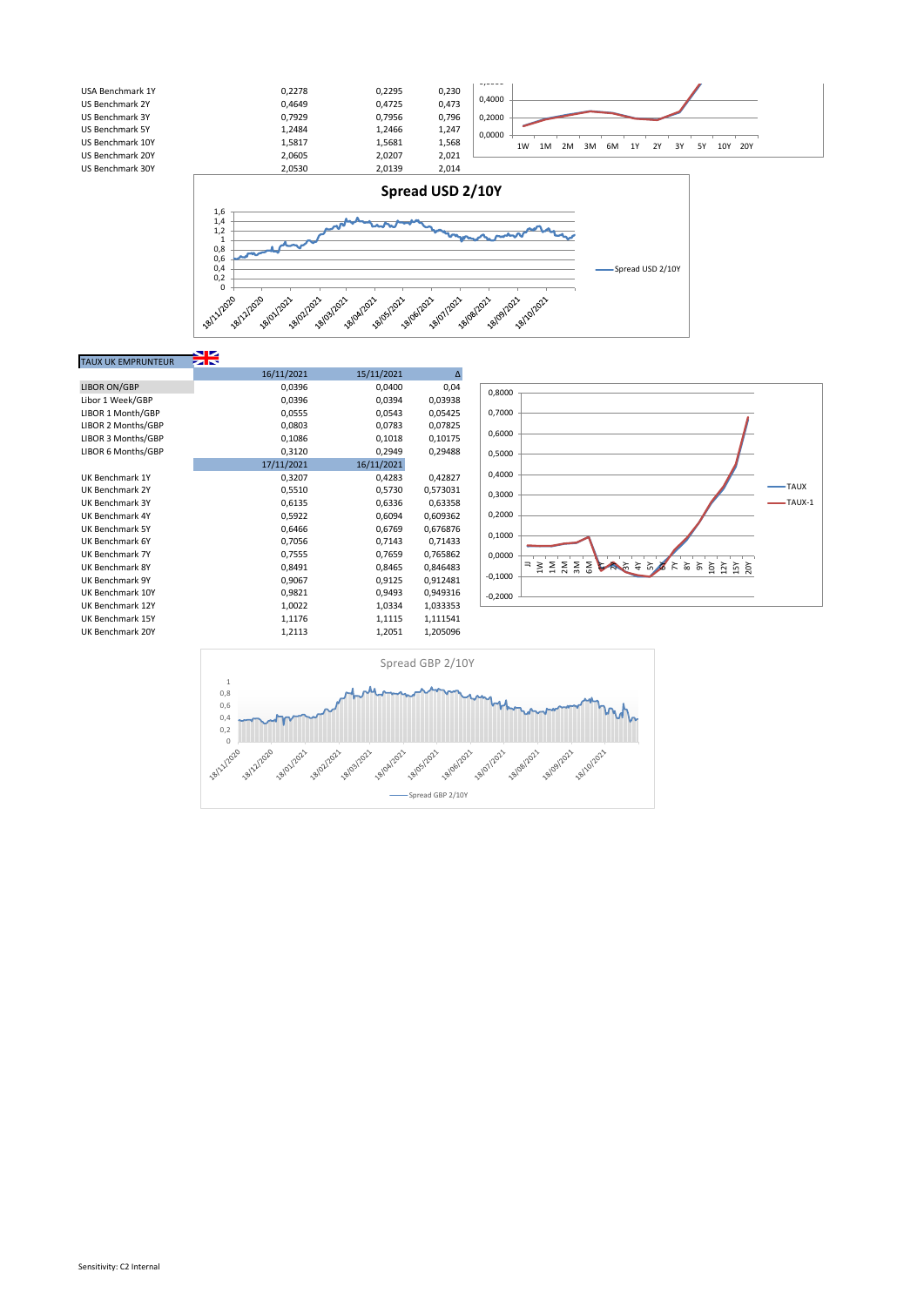| | | | |
|---|---|---|---|
| USA Benchmark 1Y | 0,2278 | 0,2295 | 0,230 |
| US Benchmark 2Y | 0,4649 | 0,4725 | 0,473 |
| US Benchmark 3Y | 0,7929 | 0,7956 | 0,796 |
| US Benchmark 5Y | 1,2484 | 1,2466 | 1,247 |
| US Benchmark 10Y | 1,5817 | 1,5681 | 1,568 |
| US Benchmark 20Y | 2,0605 | 2,0207 | 2,021 |
| US Benchmark 30Y | 2,0530 | 2,0139 | 2,014 |

0,4000
0,2000
0,0000
1W 1M 2M 3M 6M 1Y 2Y 3Y 5Y 10Y 20Y

**Spread USD 2/10Y**

1,6
1,4
1,2
1
0,8
0,6
0,4
0,2
0
18/11/2020 18/12/2020 18/01/2021 18/02/2021 18/03/2021 18/04/2021 18/05/2021 18/06/2021 18/07/2021 18/08/2021 18/09/2021 18/10/2021
Spread USD 2/10Y

| TAUX UK EMPRUNTEUR | 16/11/2021 | 15/11/2021 | Δ |
|---|---|---|---|
| LIBOR ON/GBP | 0,0396 | 0,0400 | 0,04 |
| Libor 1 Week/GBP | 0,0396 | 0,0394 | 0,03938 |
| LIBOR 1 Month/GBP | 0,0555 | 0,0543 | 0,05425 |
| LIBOR 2 Months/GBP | 0,0803 | 0,0783 | 0,07825 |
| LIBOR 3 Months/GBP | 0,1086 | 0,1018 | 0,10175 |
| LIBOR 6 Months/GBP | 0,3120 | 0,2949 | 0,29488 |
| | 17/11/2021 | 16/11/2021 | |
| UK Benchmark 1Y | 0,3207 | 0,4283 | 0,42827 |
| UK Benchmark 2Y | 0,5510 | 0,5730 | 0,573031 |
| UK Benchmark 3Y | 0,6135 | 0,6336 | 0,63358 |
| UK Benchmark 4Y | 0,5922 | 0,6094 | 0,609362 |
| UK Benchmark 5Y | 0,6466 | 0,6769 | 0,676876 |
| UK Benchmark 6Y | 0,7056 | 0,7143 | 0,71433 |
| UK Benchmark 7Y | 0,7555 | 0,7659 | 0,765862 |
| UK Benchmark 8Y | 0,8491 | 0,8465 | 0,846483 |
| UK Benchmark 9Y | 0,9067 | 0,9125 | 0,912481 |
| UK Benchmark 10Y | 0,9821 | 0,9493 | 0,949316 |
| UK Benchmark 12Y | 1,0022 | 1,0334 | 1,033353 |
| UK Benchmark 15Y | 1,1176 | 1,1115 | 1,111541 |
| UK Benchmark 20Y | 1,2113 | 1,2051 | 1,205096 |

0,8000
0,7000
0,6000
0,5000
0,4000
0,3000
0,2000
0,1000
0,0000
-0,1000
-0,2000
JJ 1W 1M 2M 3M 6M 1Y 2Y 3Y 4Y 5Y 6Y 7Y 8Y 9Y 10Y 12Y 15Y 20Y
TAUX
TAUX-1

Spread GBP 2/10Y

1
0,8
0,6
0,4
0,2
0
18/11/2020 18/12/2020 18/01/2021 18/02/2021 18/03/2021 18/04/2021 18/05/2021 18/06/2021 18/07/2021 18/08/2021 18/09/2021 18/10/2021
Spread GBP 2/10Y

Sensitivity: C2 Internal